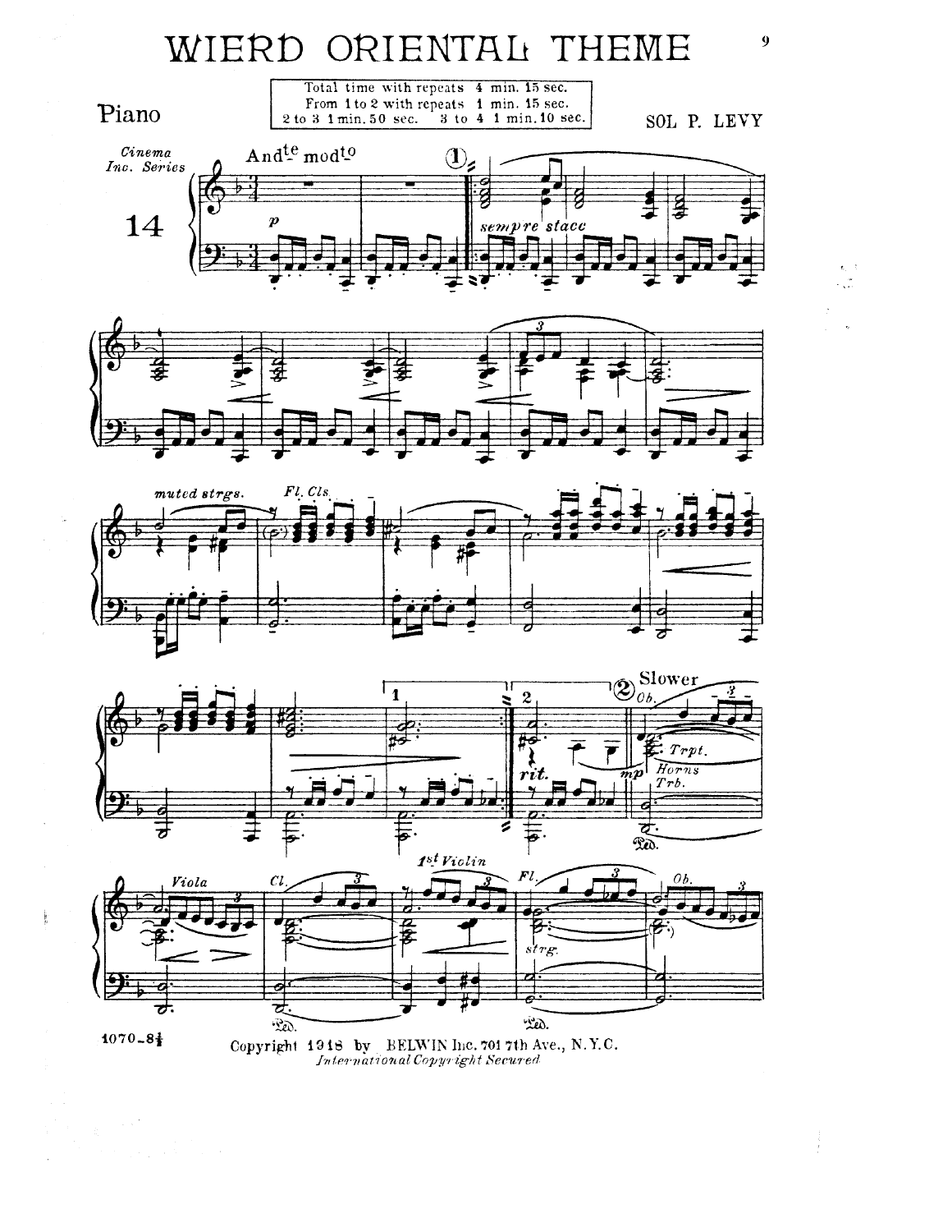# WIERD ORIENTAL THEME

Piano

Total time with repeats 4 min. 15 sec.
From 1 to 2 with repeats 1 min. 15 sec.
2 to 3 1 min. 50 sec. 3 to 4 1 min. 10 sec.

SOL P. LEVY

Cinema Inc. Series

14

1070-8¼

Copyright 1918 by BELWIN Inc. 701 7th Ave., N.Y.C.
*International Copyright Secured*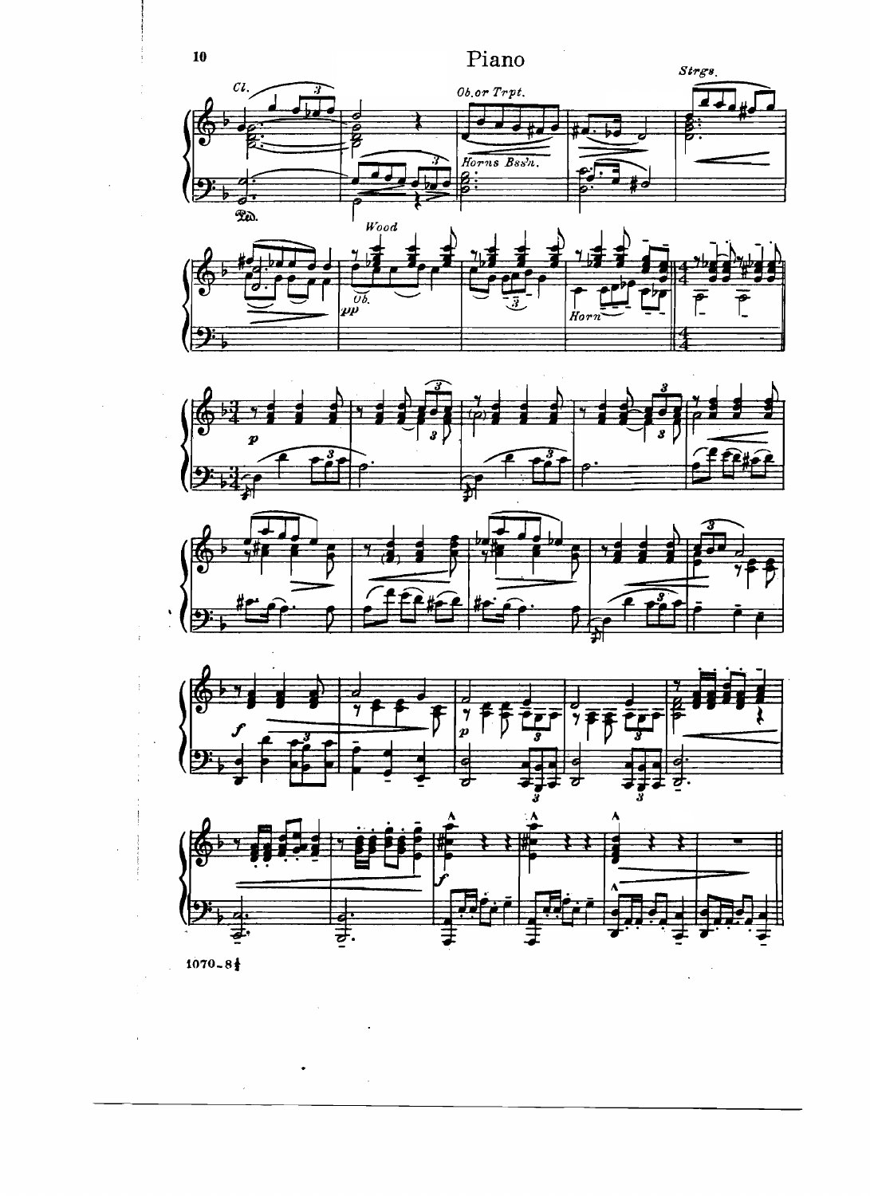# Piano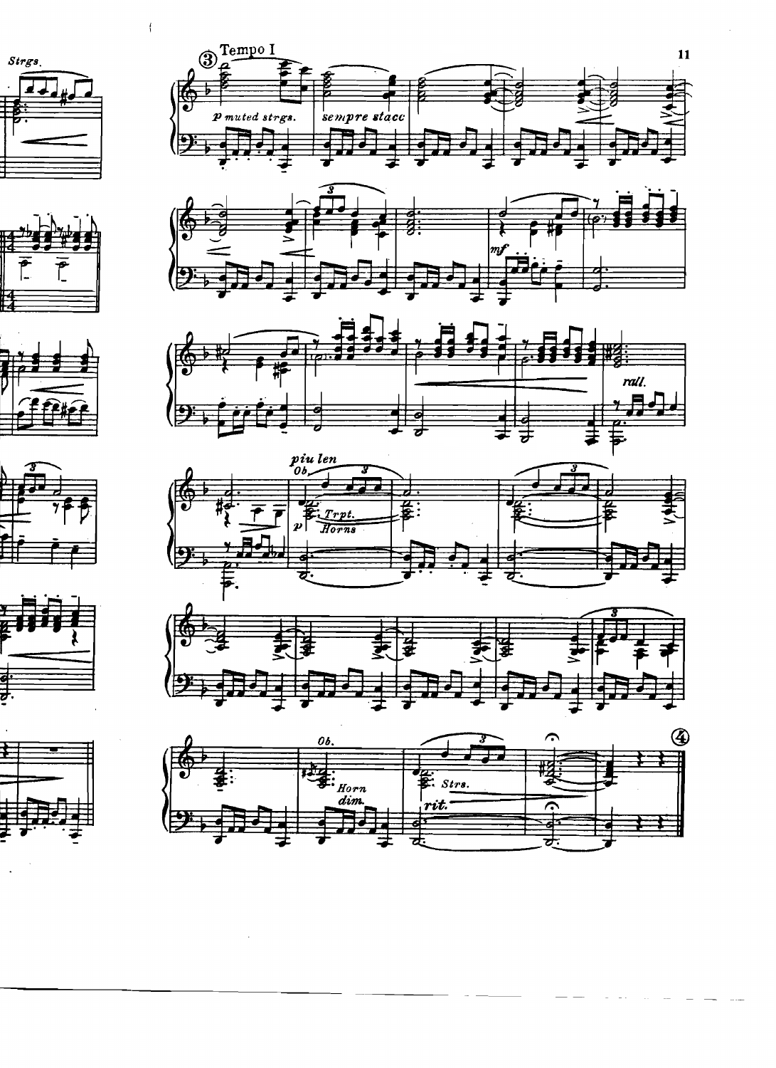Strgs.

③ Tempo I

*p* muted strgs.

sempre stacc

*mf*

rall.

piu len

Ob.

*p* Trpt.

Horns

Ob.

Horn

dim.

Strs.

rit.

④